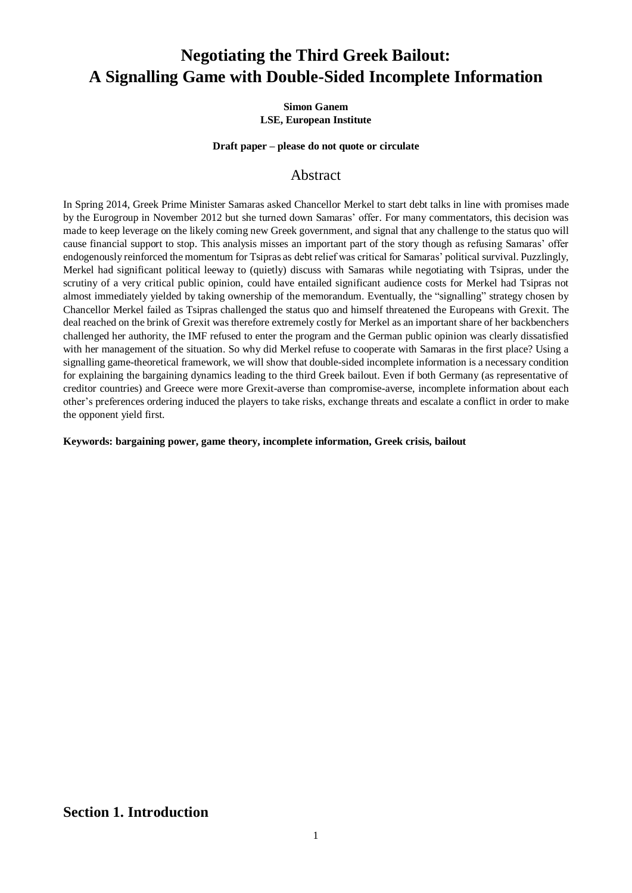# Negotiating the Third Greek Bailout:
# A Signalling Game with Double-Sided Incomplete Information

**Simon Ganem**
**LSE, European Institute**

**Draft paper – please do not quote or circulate**

## Abstract

In Spring 2014, Greek Prime Minister Samaras asked Chancellor Merkel to start debt talks in line with promises made by the Eurogroup in November 2012 but she turned down Samaras' offer. For many commentators, this decision was made to keep leverage on the likely coming new Greek government, and signal that any challenge to the status quo will cause financial support to stop. This analysis misses an important part of the story though as refusing Samaras' offer endogenously reinforced the momentum for Tsipras as debt relief was critical for Samaras' political survival. Puzzlingly, Merkel had significant political leeway to (quietly) discuss with Samaras while negotiating with Tsipras, under the scrutiny of a very critical public opinion, could have entailed significant audience costs for Merkel had Tsipras not almost immediately yielded by taking ownership of the memorandum. Eventually, the "signalling" strategy chosen by Chancellor Merkel failed as Tsipras challenged the status quo and himself threatened the Europeans with Grexit. The deal reached on the brink of Grexit was therefore extremely costly for Merkel as an important share of her backbenchers challenged her authority, the IMF refused to enter the program and the German public opinion was clearly dissatisfied with her management of the situation. So why did Merkel refuse to cooperate with Samaras in the first place? Using a signalling game-theoretical framework, we will show that double-sided incomplete information is a necessary condition for explaining the bargaining dynamics leading to the third Greek bailout. Even if both Germany (as representative of creditor countries) and Greece were more Grexit-averse than compromise-averse, incomplete information about each other's preferences ordering induced the players to take risks, exchange threats and escalate a conflict in order to make the opponent yield first.

**Keywords: bargaining power, game theory, incomplete information, Greek crisis, bailout**

## Section 1. Introduction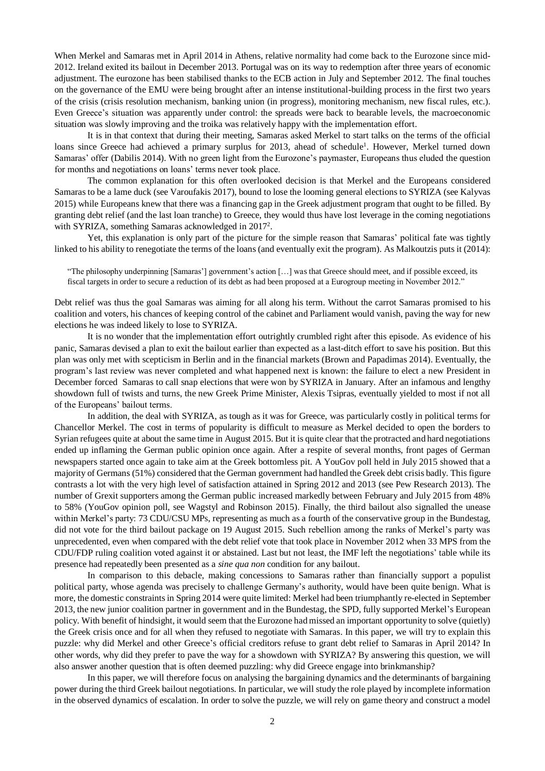When Merkel and Samaras met in April 2014 in Athens, relative normality had come back to the Eurozone since mid-2012. Ireland exited its bailout in December 2013. Portugal was on its way to redemption after three years of economic adjustment. The eurozone has been stabilised thanks to the ECB action in July and September 2012. The final touches on the governance of the EMU were being brought after an intense institutional-building process in the first two years of the crisis (crisis resolution mechanism, banking union (in progress), monitoring mechanism, new fiscal rules, etc.). Even Greece's situation was apparently under control: the spreads were back to bearable levels, the macroeconomic situation was slowly improving and the troika was relatively happy with the implementation effort.

It is in that context that during their meeting, Samaras asked Merkel to start talks on the terms of the official loans since Greece had achieved a primary surplus for 2013, ahead of schedule[1]. However, Merkel turned down Samaras' offer (Dabilis 2014). With no green light from the Eurozone's paymaster, Europeans thus eluded the question for months and negotiations on loans' terms never took place.

The common explanation for this often overlooked decision is that Merkel and the Europeans considered Samaras to be a lame duck (see Varoufakis 2017), bound to lose the looming general elections to SYRIZA (see Kalyvas 2015) while Europeans knew that there was a financing gap in the Greek adjustment program that ought to be filled. By granting debt relief (and the last loan tranche) to Greece, they would thus have lost leverage in the coming negotiations with SYRIZA, something Samaras acknowledged in 2017[2].

Yet, this explanation is only part of the picture for the simple reason that Samaras' political fate was tightly linked to his ability to renegotiate the terms of the loans (and eventually exit the program). As Malkoutzis puts it (2014):

> "The philosophy underpinning [Samaras'] government's action […] was that Greece should meet, and if possible exceed, its fiscal targets in order to secure a reduction of its debt as had been proposed at a Eurogroup meeting in November 2012."

Debt relief was thus the goal Samaras was aiming for all along his term. Without the carrot Samaras promised to his coalition and voters, his chances of keeping control of the cabinet and Parliament would vanish, paving the way for new elections he was indeed likely to lose to SYRIZA.

It is no wonder that the implementation effort outrightly crumbled right after this episode. As evidence of his panic, Samaras devised a plan to exit the bailout earlier than expected as a last-ditch effort to save his position. But this plan was only met with scepticism in Berlin and in the financial markets (Brown and Papadimas 2014). Eventually, the program's last review was never completed and what happened next is known: the failure to elect a new President in December forced Samaras to call snap elections that were won by SYRIZA in January. After an infamous and lengthy showdown full of twists and turns, the new Greek Prime Minister, Alexis Tsipras, eventually yielded to most if not all of the Europeans' bailout terms.

In addition, the deal with SYRIZA, as tough as it was for Greece, was particularly costly in political terms for Chancellor Merkel. The cost in terms of popularity is difficult to measure as Merkel decided to open the borders to Syrian refugees quite at about the same time in August 2015. But it is quite clear that the protracted and hard negotiations ended up inflaming the German public opinion once again. After a respite of several months, front pages of German newspapers started once again to take aim at the Greek bottomless pit. A YouGov poll held in July 2015 showed that a majority of Germans (51%) considered that the German government had handled the Greek debt crisis badly. This figure contrasts a lot with the very high level of satisfaction attained in Spring 2012 and 2013 (see Pew Research 2013). The number of Grexit supporters among the German public increased markedly between February and July 2015 from 48% to 58% (YouGov opinion poll, see Wagstyl and Robinson 2015). Finally, the third bailout also signalled the unease within Merkel's party: 73 CDU/CSU MPs, representing as much as a fourth of the conservative group in the Bundestag, did not vote for the third bailout package on 19 August 2015. Such rebellion among the ranks of Merkel's party was unprecedented, even when compared with the debt relief vote that took place in November 2012 when 33 MPS from the CDU/FDP ruling coalition voted against it or abstained. Last but not least, the IMF left the negotiations' table while its presence had repeatedly been presented as a *sine qua non* condition for any bailout.

In comparison to this debacle, making concessions to Samaras rather than financially support a populist political party, whose agenda was precisely to challenge Germany's authority, would have been quite benign. What is more, the domestic constraints in Spring 2014 were quite limited: Merkel had been triumphantly re-elected in September 2013, the new junior coalition partner in government and in the Bundestag, the SPD, fully supported Merkel's European policy. With benefit of hindsight, it would seem that the Eurozone had missed an important opportunity to solve (quietly) the Greek crisis once and for all when they refused to negotiate with Samaras. In this paper, we will try to explain this puzzle: why did Merkel and other Greece's official creditors refuse to grant debt relief to Samaras in April 2014? In other words, why did they prefer to pave the way for a showdown with SYRIZA? By answering this question, we will also answer another question that is often deemed puzzling: why did Greece engage into brinkmanship?

In this paper, we will therefore focus on analysing the bargaining dynamics and the determinants of bargaining power during the third Greek bailout negotiations. In particular, we will study the role played by incomplete information in the observed dynamics of escalation. In order to solve the puzzle, we will rely on game theory and construct a model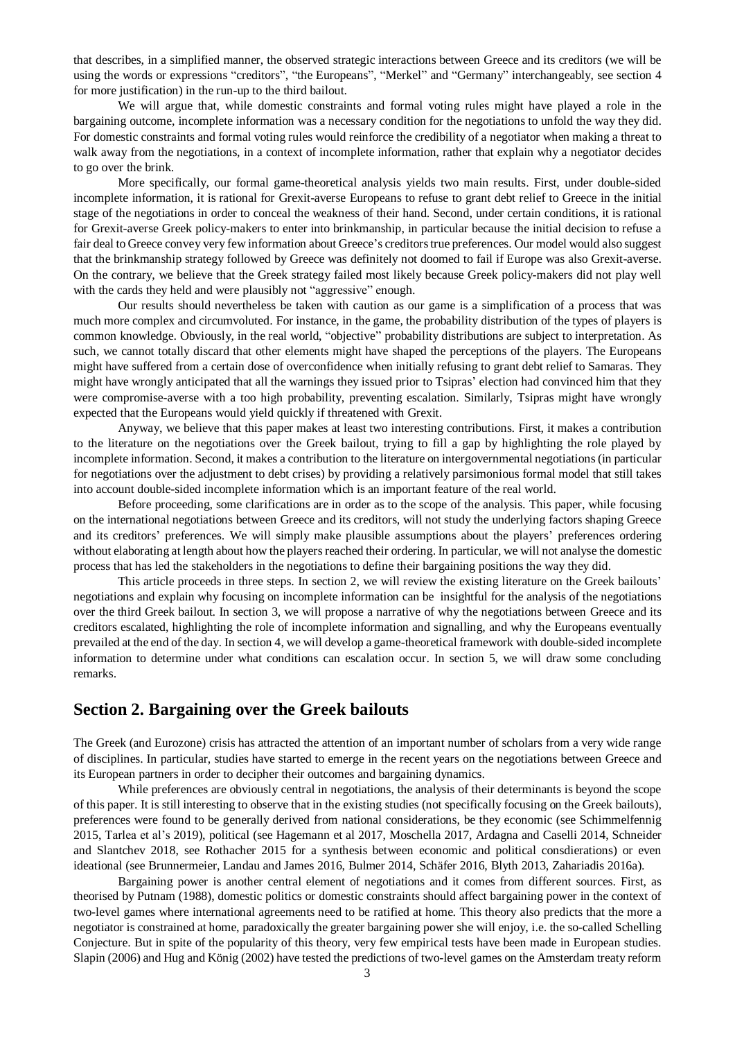that describes, in a simplified manner, the observed strategic interactions between Greece and its creditors (we will be using the words or expressions "creditors", "the Europeans", "Merkel" and "Germany" interchangeably, see section 4 for more justification) in the run-up to the third bailout.

We will argue that, while domestic constraints and formal voting rules might have played a role in the bargaining outcome, incomplete information was a necessary condition for the negotiations to unfold the way they did. For domestic constraints and formal voting rules would reinforce the credibility of a negotiator when making a threat to walk away from the negotiations, in a context of incomplete information, rather that explain why a negotiator decides to go over the brink.

More specifically, our formal game-theoretical analysis yields two main results. First, under double-sided incomplete information, it is rational for Grexit-averse Europeans to refuse to grant debt relief to Greece in the initial stage of the negotiations in order to conceal the weakness of their hand. Second, under certain conditions, it is rational for Grexit-averse Greek policy-makers to enter into brinkmanship, in particular because the initial decision to refuse a fair deal to Greece convey very few information about Greece's creditors true preferences. Our model would also suggest that the brinkmanship strategy followed by Greece was definitely not doomed to fail if Europe was also Grexit-averse. On the contrary, we believe that the Greek strategy failed most likely because Greek policy-makers did not play well with the cards they held and were plausibly not "aggressive" enough.

Our results should nevertheless be taken with caution as our game is a simplification of a process that was much more complex and circumvoluted. For instance, in the game, the probability distribution of the types of players is common knowledge. Obviously, in the real world, "objective" probability distributions are subject to interpretation. As such, we cannot totally discard that other elements might have shaped the perceptions of the players. The Europeans might have suffered from a certain dose of overconfidence when initially refusing to grant debt relief to Samaras. They might have wrongly anticipated that all the warnings they issued prior to Tsipras' election had convinced him that they were compromise-averse with a too high probability, preventing escalation. Similarly, Tsipras might have wrongly expected that the Europeans would yield quickly if threatened with Grexit.

Anyway, we believe that this paper makes at least two interesting contributions. First, it makes a contribution to the literature on the negotiations over the Greek bailout, trying to fill a gap by highlighting the role played by incomplete information. Second, it makes a contribution to the literature on intergovernmental negotiations (in particular for negotiations over the adjustment to debt crises) by providing a relatively parsimonious formal model that still takes into account double-sided incomplete information which is an important feature of the real world.

Before proceeding, some clarifications are in order as to the scope of the analysis. This paper, while focusing on the international negotiations between Greece and its creditors, will not study the underlying factors shaping Greece and its creditors' preferences. We will simply make plausible assumptions about the players' preferences ordering without elaborating at length about how the players reached their ordering. In particular, we will not analyse the domestic process that has led the stakeholders in the negotiations to define their bargaining positions the way they did.

This article proceeds in three steps. In section 2, we will review the existing literature on the Greek bailouts' negotiations and explain why focusing on incomplete information can be insightful for the analysis of the negotiations over the third Greek bailout. In section 3, we will propose a narrative of why the negotiations between Greece and its creditors escalated, highlighting the role of incomplete information and signalling, and why the Europeans eventually prevailed at the end of the day. In section 4, we will develop a game-theoretical framework with double-sided incomplete information to determine under what conditions can escalation occur. In section 5, we will draw some concluding remarks.

## Section 2. Bargaining over the Greek bailouts

The Greek (and Eurozone) crisis has attracted the attention of an important number of scholars from a very wide range of disciplines. In particular, studies have started to emerge in the recent years on the negotiations between Greece and its European partners in order to decipher their outcomes and bargaining dynamics.

While preferences are obviously central in negotiations, the analysis of their determinants is beyond the scope of this paper. It is still interesting to observe that in the existing studies (not specifically focusing on the Greek bailouts), preferences were found to be generally derived from national considerations, be they economic (see Schimmelfennig 2015, Tarlea et al's 2019), political (see Hagemann et al 2017, Moschella 2017, Ardagna and Caselli 2014, Schneider and Slantchev 2018, see Rothacher 2015 for a synthesis between economic and political consdierations) or even ideational (see Brunnermeier, Landau and James 2016, Bulmer 2014, Schäfer 2016, Blyth 2013, Zahariadis 2016a).

Bargaining power is another central element of negotiations and it comes from different sources. First, as theorised by Putnam (1988), domestic politics or domestic constraints should affect bargaining power in the context of two-level games where international agreements need to be ratified at home. This theory also predicts that the more a negotiator is constrained at home, paradoxically the greater bargaining power she will enjoy, i.e. the so-called Schelling Conjecture. But in spite of the popularity of this theory, very few empirical tests have been made in European studies. Slapin (2006) and Hug and König (2002) have tested the predictions of two-level games on the Amsterdam treaty reform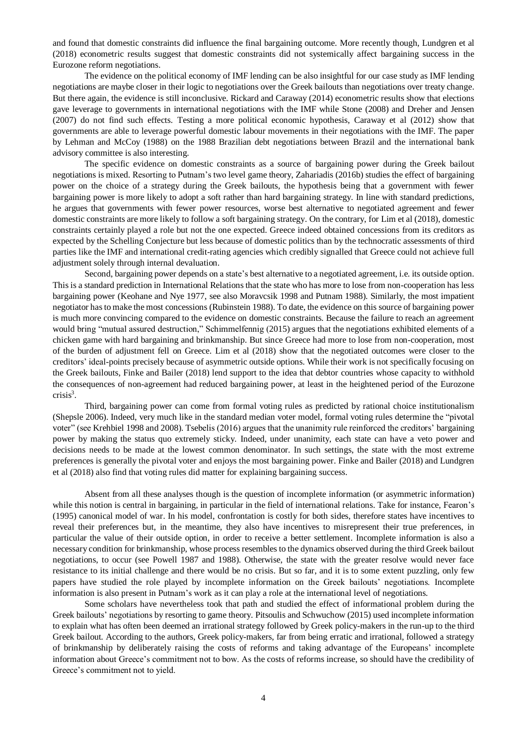and found that domestic constraints did influence the final bargaining outcome. More recently though, Lundgren et al (2018) econometric results suggest that domestic constraints did not systemically affect bargaining success in the Eurozone reform negotiations.

The evidence on the political economy of IMF lending can be also insightful for our case study as IMF lending negotiations are maybe closer in their logic to negotiations over the Greek bailouts than negotiations over treaty change. But there again, the evidence is still inconclusive. Rickard and Caraway (2014) econometric results show that elections gave leverage to governments in international negotiations with the IMF while Stone (2008) and Dreher and Jensen (2007) do not find such effects. Testing a more political economic hypothesis, Caraway et al (2012) show that governments are able to leverage powerful domestic labour movements in their negotiations with the IMF. The paper by Lehman and McCoy (1988) on the 1988 Brazilian debt negotiations between Brazil and the international bank advisory committee is also interesting.

The specific evidence on domestic constraints as a source of bargaining power during the Greek bailout negotiations is mixed. Resorting to Putnam's two level game theory, Zahariadis (2016b) studies the effect of bargaining power on the choice of a strategy during the Greek bailouts, the hypothesis being that a government with fewer bargaining power is more likely to adopt a soft rather than hard bargaining strategy. In line with standard predictions, he argues that governments with fewer power resources, worse best alternative to negotiated agreement and fewer domestic constraints are more likely to follow a soft bargaining strategy. On the contrary, for Lim et al (2018), domestic constraints certainly played a role but not the one expected. Greece indeed obtained concessions from its creditors as expected by the Schelling Conjecture but less because of domestic politics than by the technocratic assessments of third parties like the IMF and international credit-rating agencies which credibly signalled that Greece could not achieve full adjustment solely through internal devaluation.

Second, bargaining power depends on a state's best alternative to a negotiated agreement, i.e. its outside option. This is a standard prediction in International Relations that the state who has more to lose from non-cooperation has less bargaining power (Keohane and Nye 1977, see also Moravcsik 1998 and Putnam 1988). Similarly, the most impatient negotiator has to make the most concessions (Rubinstein 1988). To date, the evidence on this source of bargaining power is much more convincing compared to the evidence on domestic constraints. Because the failure to reach an agreement would bring "mutual assured destruction," Schimmelfennig (2015) argues that the negotiations exhibited elements of a chicken game with hard bargaining and brinkmanship. But since Greece had more to lose from non-cooperation, most of the burden of adjustment fell on Greece. Lim et al (2018) show that the negotiated outcomes were closer to the creditors' ideal-points precisely because of asymmetric outside options. While their work is not specifically focusing on the Greek bailouts, Finke and Bailer (2018) lend support to the idea that debtor countries whose capacity to withhold the consequences of non-agreement had reduced bargaining power, at least in the heightened period of the Eurozone crisis[3].

Third, bargaining power can come from formal voting rules as predicted by rational choice institutionalism (Shepsle 2006). Indeed, very much like in the standard median voter model, formal voting rules determine the "pivotal voter" (see Krehbiel 1998 and 2008). Tsebelis (2016) argues that the unanimity rule reinforced the creditors' bargaining power by making the status quo extremely sticky. Indeed, under unanimity, each state can have a veto power and decisions needs to be made at the lowest common denominator. In such settings, the state with the most extreme preferences is generally the pivotal voter and enjoys the most bargaining power. Finke and Bailer (2018) and Lundgren et al (2018) also find that voting rules did matter for explaining bargaining success.

Absent from all these analyses though is the question of incomplete information (or asymmetric information) while this notion is central in bargaining, in particular in the field of international relations. Take for instance, Fearon's (1995) canonical model of war. In his model, confrontation is costly for both sides, therefore states have incentives to reveal their preferences but, in the meantime, they also have incentives to misrepresent their true preferences, in particular the value of their outside option, in order to receive a better settlement. Incomplete information is also a necessary condition for brinkmanship, whose process resembles to the dynamics observed during the third Greek bailout negotiations, to occur (see Powell 1987 and 1988). Otherwise, the state with the greater resolve would never face resistance to its initial challenge and there would be no crisis. But so far, and it is to some extent puzzling, only few papers have studied the role played by incomplete information on the Greek bailouts' negotiations. Incomplete information is also present in Putnam's work as it can play a role at the international level of negotiations.

Some scholars have nevertheless took that path and studied the effect of informational problem during the Greek bailouts' negotiations by resorting to game theory. Pitsoulis and Schwuchow (2015) used incomplete information to explain what has often been deemed an irrational strategy followed by Greek policy-makers in the run-up to the third Greek bailout. According to the authors, Greek policy-makers, far from being erratic and irrational, followed a strategy of brinkmanship by deliberately raising the costs of reforms and taking advantage of the Europeans' incomplete information about Greece's commitment not to bow. As the costs of reforms increase, so should have the credibility of Greece's commitment not to yield.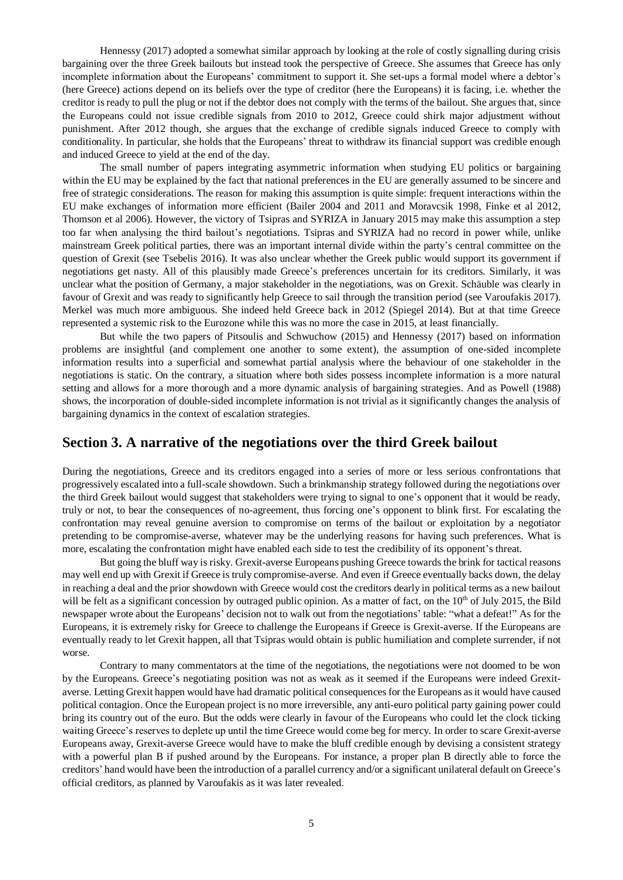Hennessy (2017) adopted a somewhat similar approach by looking at the role of costly signalling during crisis bargaining over the three Greek bailouts but instead took the perspective of Greece. She assumes that Greece has only incomplete information about the Europeans' commitment to support it. She set-ups a formal model where a debtor's (here Greece) actions depend on its beliefs over the type of creditor (here the Europeans) it is facing, i.e. whether the creditor is ready to pull the plug or not if the debtor does not comply with the terms of the bailout. She argues that, since the Europeans could not issue credible signals from 2010 to 2012, Greece could shirk major adjustment without punishment. After 2012 though, she argues that the exchange of credible signals induced Greece to comply with conditionality. In particular, she holds that the Europeans' threat to withdraw its financial support was credible enough and induced Greece to yield at the end of the day.

The small number of papers integrating asymmetric information when studying EU politics or bargaining within the EU may be explained by the fact that national preferences in the EU are generally assumed to be sincere and free of strategic considerations. The reason for making this assumption is quite simple: frequent interactions within the EU make exchanges of information more efficient (Bailer 2004 and 2011 and Moravcsik 1998, Finke et al 2012, Thomson et al 2006). However, the victory of Tsipras and SYRIZA in January 2015 may make this assumption a step too far when analysing the third bailout's negotiations. Tsipras and SYRIZA had no record in power while, unlike mainstream Greek political parties, there was an important internal divide within the party's central committee on the question of Grexit (see Tsebelis 2016). It was also unclear whether the Greek public would support its government if negotiations get nasty. All of this plausibly made Greece's preferences uncertain for its creditors. Similarly, it was unclear what the position of Germany, a major stakeholder in the negotiations, was on Grexit. Schäuble was clearly in favour of Grexit and was ready to significantly help Greece to sail through the transition period (see Varoufakis 2017). Merkel was much more ambiguous. She indeed held Greece back in 2012 (Spiegel 2014). But at that time Greece represented a systemic risk to the Eurozone while this was no more the case in 2015, at least financially.

But while the two papers of Pitsoulis and Schwuchow (2015) and Hennessy (2017) based on information problems are insightful (and complement one another to some extent), the assumption of one-sided incomplete information results into a superficial and somewhat partial analysis where the behaviour of one stakeholder in the negotiations is static. On the contrary, a situation where both sides possess incomplete information is a more natural setting and allows for a more thorough and a more dynamic analysis of bargaining strategies. And as Powell (1988) shows, the incorporation of double-sided incomplete information is not trivial as it significantly changes the analysis of bargaining dynamics in the context of escalation strategies.

## Section 3. A narrative of the negotiations over the third Greek bailout

During the negotiations, Greece and its creditors engaged into a series of more or less serious confrontations that progressively escalated into a full-scale showdown. Such a brinkmanship strategy followed during the negotiations over the third Greek bailout would suggest that stakeholders were trying to signal to one's opponent that it would be ready, truly or not, to bear the consequences of no-agreement, thus forcing one's opponent to blink first. For escalating the confrontation may reveal genuine aversion to compromise on terms of the bailout or exploitation by a negotiator pretending to be compromise-averse, whatever may be the underlying reasons for having such preferences. What is more, escalating the confrontation might have enabled each side to test the credibility of its opponent's threat.

But going the bluff way is risky. Grexit-averse Europeans pushing Greece towards the brink for tactical reasons may well end up with Grexit if Greece is truly compromise-averse. And even if Greece eventually backs down, the delay in reaching a deal and the prior showdown with Greece would cost the creditors dearly in political terms as a new bailout will be felt as a significant concession by outraged public opinion. As a matter of fact, on the 10th of July 2015, the Bild newspaper wrote about the Europeans' decision not to walk out from the negotiations' table: "what a defeat!" As for the Europeans, it is extremely risky for Greece to challenge the Europeans if Greece is Grexit-averse. If the Europeans are eventually ready to let Grexit happen, all that Tsipras would obtain is public humiliation and complete surrender, if not worse.

Contrary to many commentators at the time of the negotiations, the negotiations were not doomed to be won by the Europeans. Greece's negotiating position was not as weak as it seemed if the Europeans were indeed Grexit-averse. Letting Grexit happen would have had dramatic political consequences for the Europeans as it would have caused political contagion. Once the European project is no more irreversible, any anti-euro political party gaining power could bring its country out of the euro. But the odds were clearly in favour of the Europeans who could let the clock ticking waiting Greece's reserves to deplete up until the time Greece would come beg for mercy. In order to scare Grexit-averse Europeans away, Grexit-averse Greece would have to make the bluff credible enough by devising a consistent strategy with a powerful plan B if pushed around by the Europeans. For instance, a proper plan B directly able to force the creditors' hand would have been the introduction of a parallel currency and/or a significant unilateral default on Greece's official creditors, as planned by Varoufakis as it was later revealed.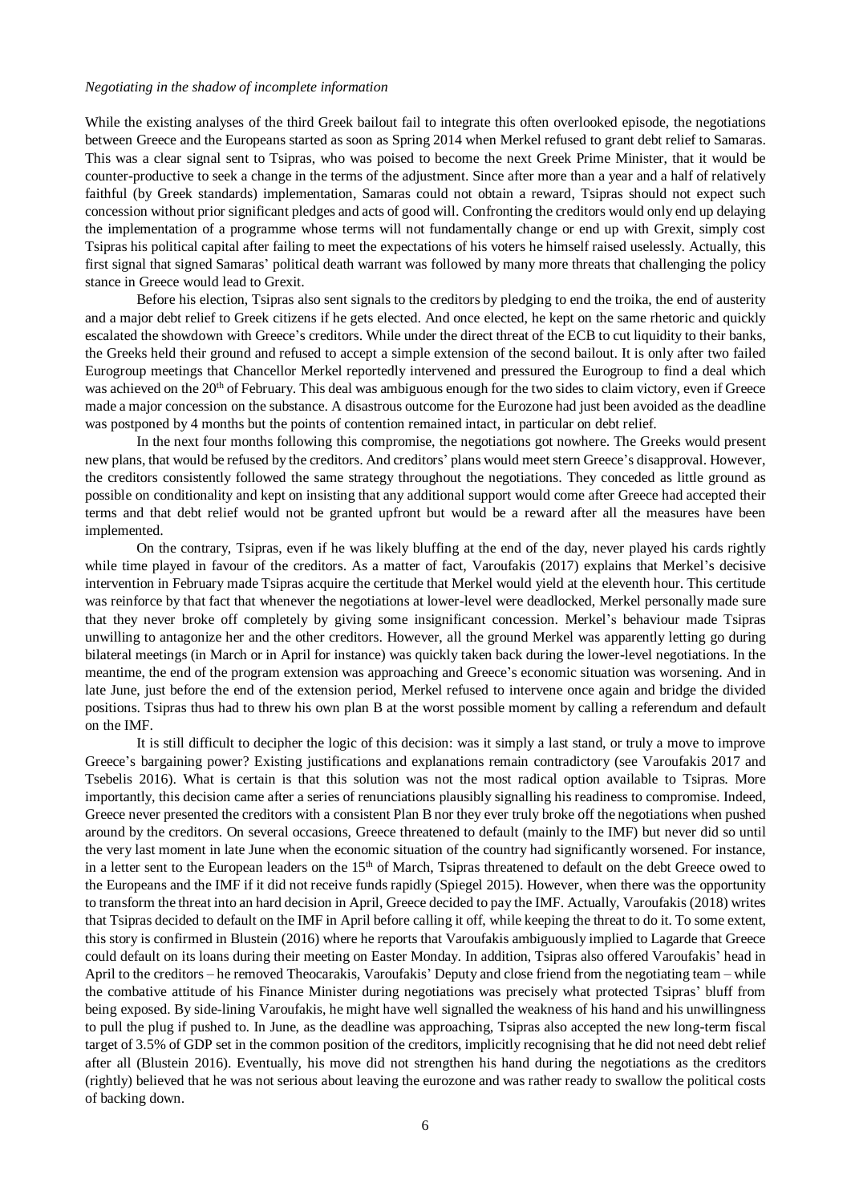*Negotiating in the shadow of incomplete information*

While the existing analyses of the third Greek bailout fail to integrate this often overlooked episode, the negotiations between Greece and the Europeans started as soon as Spring 2014 when Merkel refused to grant debt relief to Samaras. This was a clear signal sent to Tsipras, who was poised to become the next Greek Prime Minister, that it would be counter-productive to seek a change in the terms of the adjustment. Since after more than a year and a half of relatively faithful (by Greek standards) implementation, Samaras could not obtain a reward, Tsipras should not expect such concession without prior significant pledges and acts of good will. Confronting the creditors would only end up delaying the implementation of a programme whose terms will not fundamentally change or end up with Grexit, simply cost Tsipras his political capital after failing to meet the expectations of his voters he himself raised uselessly. Actually, this first signal that signed Samaras' political death warrant was followed by many more threats that challenging the policy stance in Greece would lead to Grexit.

Before his election, Tsipras also sent signals to the creditors by pledging to end the troika, the end of austerity and a major debt relief to Greek citizens if he gets elected. And once elected, he kept on the same rhetoric and quickly escalated the showdown with Greece's creditors. While under the direct threat of the ECB to cut liquidity to their banks, the Greeks held their ground and refused to accept a simple extension of the second bailout. It is only after two failed Eurogroup meetings that Chancellor Merkel reportedly intervened and pressured the Eurogroup to find a deal which was achieved on the 20th of February. This deal was ambiguous enough for the two sides to claim victory, even if Greece made a major concession on the substance. A disastrous outcome for the Eurozone had just been avoided as the deadline was postponed by 4 months but the points of contention remained intact, in particular on debt relief.

In the next four months following this compromise, the negotiations got nowhere. The Greeks would present new plans, that would be refused by the creditors. And creditors' plans would meet stern Greece's disapproval. However, the creditors consistently followed the same strategy throughout the negotiations. They conceded as little ground as possible on conditionality and kept on insisting that any additional support would come after Greece had accepted their terms and that debt relief would not be granted upfront but would be a reward after all the measures have been implemented.

On the contrary, Tsipras, even if he was likely bluffing at the end of the day, never played his cards rightly while time played in favour of the creditors. As a matter of fact, Varoufakis (2017) explains that Merkel's decisive intervention in February made Tsipras acquire the certitude that Merkel would yield at the eleventh hour. This certitude was reinforce by that fact that whenever the negotiations at lower-level were deadlocked, Merkel personally made sure that they never broke off completely by giving some insignificant concession. Merkel's behaviour made Tsipras unwilling to antagonize her and the other creditors. However, all the ground Merkel was apparently letting go during bilateral meetings (in March or in April for instance) was quickly taken back during the lower-level negotiations. In the meantime, the end of the program extension was approaching and Greece's economic situation was worsening. And in late June, just before the end of the extension period, Merkel refused to intervene once again and bridge the divided positions. Tsipras thus had to threw his own plan B at the worst possible moment by calling a referendum and default on the IMF.

It is still difficult to decipher the logic of this decision: was it simply a last stand, or truly a move to improve Greece's bargaining power? Existing justifications and explanations remain contradictory (see Varoufakis 2017 and Tsebelis 2016). What is certain is that this solution was not the most radical option available to Tsipras. More importantly, this decision came after a series of renunciations plausibly signalling his readiness to compromise. Indeed, Greece never presented the creditors with a consistent Plan B nor they ever truly broke off the negotiations when pushed around by the creditors. On several occasions, Greece threatened to default (mainly to the IMF) but never did so until the very last moment in late June when the economic situation of the country had significantly worsened. For instance, in a letter sent to the European leaders on the 15th of March, Tsipras threatened to default on the debt Greece owed to the Europeans and the IMF if it did not receive funds rapidly (Spiegel 2015). However, when there was the opportunity to transform the threat into an hard decision in April, Greece decided to pay the IMF. Actually, Varoufakis (2018) writes that Tsipras decided to default on the IMF in April before calling it off, while keeping the threat to do it. To some extent, this story is confirmed in Blustein (2016) where he reports that Varoufakis ambiguously implied to Lagarde that Greece could default on its loans during their meeting on Easter Monday. In addition, Tsipras also offered Varoufakis' head in April to the creditors – he removed Theocarakis, Varoufakis' Deputy and close friend from the negotiating team – while the combative attitude of his Finance Minister during negotiations was precisely what protected Tsipras' bluff from being exposed. By side-lining Varoufakis, he might have well signalled the weakness of his hand and his unwillingness to pull the plug if pushed to. In June, as the deadline was approaching, Tsipras also accepted the new long-term fiscal target of 3.5% of GDP set in the common position of the creditors, implicitly recognising that he did not need debt relief after all (Blustein 2016). Eventually, his move did not strengthen his hand during the negotiations as the creditors (rightly) believed that he was not serious about leaving the eurozone and was rather ready to swallow the political costs of backing down.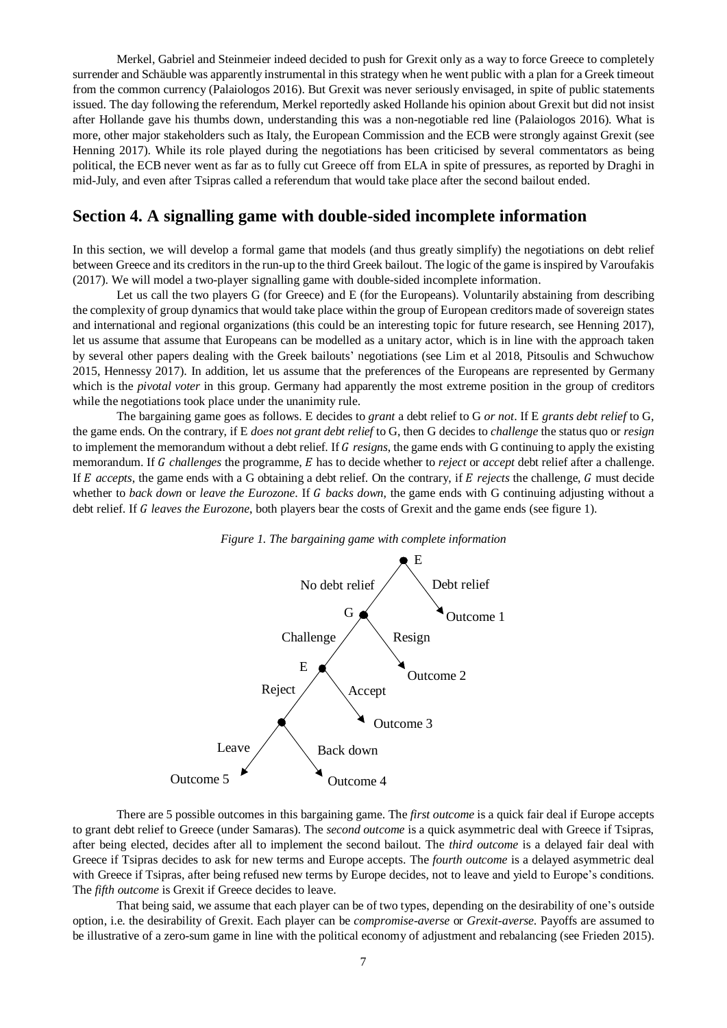Merkel, Gabriel and Steinmeier indeed decided to push for Grexit only as a way to force Greece to completely surrender and Schäuble was apparently instrumental in this strategy when he went public with a plan for a Greek timeout from the common currency (Palaiologos 2016). But Grexit was never seriously envisaged, in spite of public statements issued. The day following the referendum, Merkel reportedly asked Hollande his opinion about Grexit but did not insist after Hollande gave his thumbs down, understanding this was a non-negotiable red line (Palaiologos 2016). What is more, other major stakeholders such as Italy, the European Commission and the ECB were strongly against Grexit (see Henning 2017). While its role played during the negotiations has been criticised by several commentators as being political, the ECB never went as far as to fully cut Greece off from ELA in spite of pressures, as reported by Draghi in mid-July, and even after Tsipras called a referendum that would take place after the second bailout ended.

## Section 4. A signalling game with double-sided incomplete information

In this section, we will develop a formal game that models (and thus greatly simplify) the negotiations on debt relief between Greece and its creditors in the run-up to the third Greek bailout. The logic of the game is inspired by Varoufakis (2017). We will model a two-player signalling game with double-sided incomplete information.

Let us call the two players G (for Greece) and E (for the Europeans). Voluntarily abstaining from describing the complexity of group dynamics that would take place within the group of European creditors made of sovereign states and international and regional organizations (this could be an interesting topic for future research, see Henning 2017), let us assume that assume that Europeans can be modelled as a unitary actor, which is in line with the approach taken by several other papers dealing with the Greek bailouts' negotiations (see Lim et al 2018, Pitsoulis and Schwuchow 2015, Hennessy 2017). In addition, let us assume that the preferences of the Europeans are represented by Germany which is the *pivotal voter* in this group. Germany had apparently the most extreme position in the group of creditors while the negotiations took place under the unanimity rule.

The bargaining game goes as follows. E decides to *grant* a debt relief to G *or not*. If E *grants debt relief* to G, the game ends. On the contrary, if E *does not grant debt relief* to G, then G decides to *challenge* the status quo or *resign* to implement the memorandum without a debt relief. If $G$ *resigns*, the game ends with G continuing to apply the existing memorandum. If $G$ *challenges* the programme, $E$ has to decide whether to *reject* or *accept* debt relief after a challenge. If $E$ *accepts*, the game ends with a G obtaining a debt relief. On the contrary, if $E$ *rejects* the challenge, $G$ must decide whether to *back down* or *leave the Eurozone*. If $G$ *backs down*, the game ends with G continuing adjusting without a debt relief. If $G$ *leaves the Eurozone*, both players bear the costs of Grexit and the game ends (see figure 1).

*Figure 1. The bargaining game with complete information*

```
                         E
          No debt relief / \ Debt relief
                        G   Outcome 1
             Challenge / \ Resign
                      E   Outcome 2
              Reject / \ Accept
                    G   Outcome 3
             Leave / \ Back down
         Outcome 5     Outcome 4
```

There are 5 possible outcomes in this bargaining game. The *first outcome* is a quick fair deal if Europe accepts to grant debt relief to Greece (under Samaras). The *second outcome* is a quick asymmetric deal with Greece if Tsipras, after being elected, decides after all to implement the second bailout. The *third outcome* is a delayed fair deal with Greece if Tsipras decides to ask for new terms and Europe accepts. The *fourth outcome* is a delayed asymmetric deal with Greece if Tsipras, after being refused new terms by Europe decides, not to leave and yield to Europe's conditions. The *fifth outcome* is Grexit if Greece decides to leave.

That being said, we assume that each player can be of two types, depending on the desirability of one's outside option, i.e. the desirability of Grexit. Each player can be *compromise-averse* or *Grexit-averse*. Payoffs are assumed to be illustrative of a zero-sum game in line with the political economy of adjustment and rebalancing (see Frieden 2015).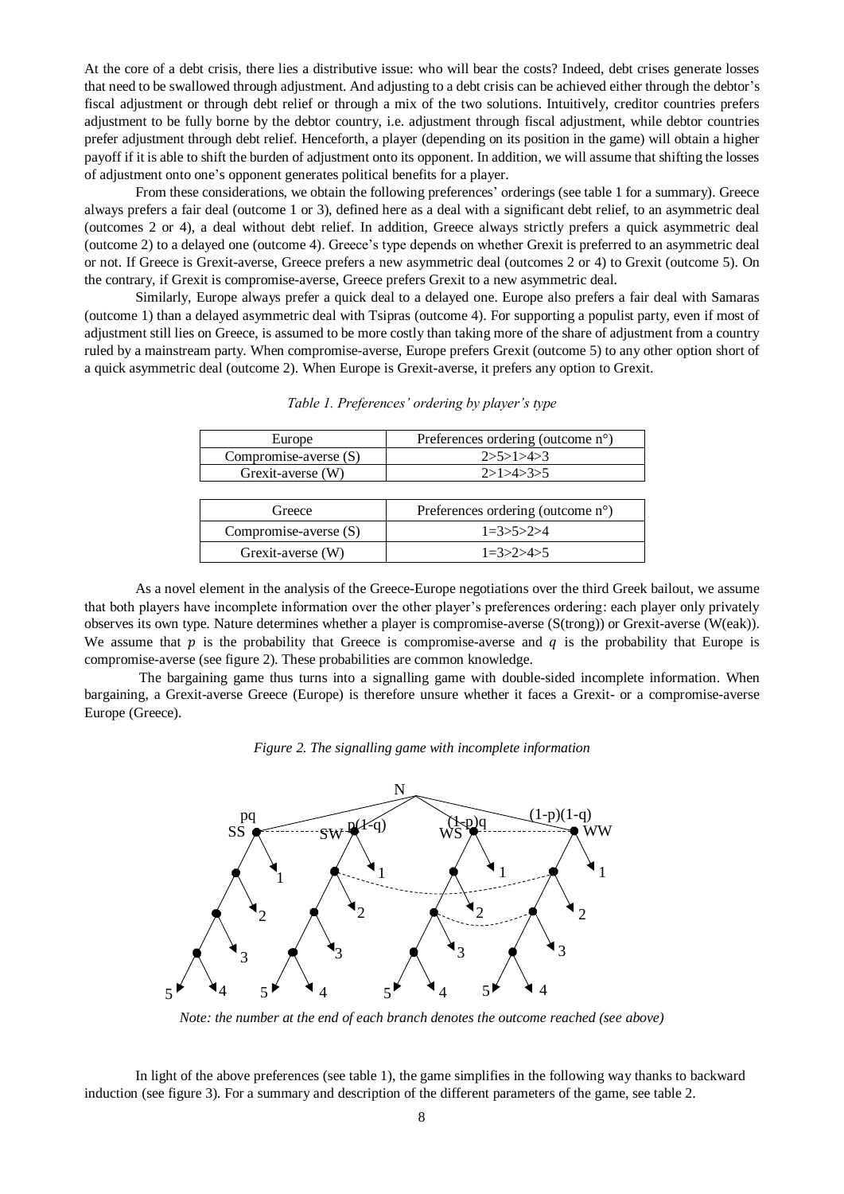At the core of a debt crisis, there lies a distributive issue: who will bear the costs? Indeed, debt crises generate losses that need to be swallowed through adjustment. And adjusting to a debt crisis can be achieved either through the debtor's fiscal adjustment or through debt relief or through a mix of the two solutions. Intuitively, creditor countries prefers adjustment to be fully borne by the debtor country, i.e. adjustment through fiscal adjustment, while debtor countries prefer adjustment through debt relief. Henceforth, a player (depending on its position in the game) will obtain a higher payoff if it is able to shift the burden of adjustment onto its opponent. In addition, we will assume that shifting the losses of adjustment onto one's opponent generates political benefits for a player.

From these considerations, we obtain the following preferences' orderings (see table 1 for a summary). Greece always prefers a fair deal (outcome 1 or 3), defined here as a deal with a significant debt relief, to an asymmetric deal (outcomes 2 or 4), a deal without debt relief. In addition, Greece always strictly prefers a quick asymmetric deal (outcome 2) to a delayed one (outcome 4). Greece's type depends on whether Grexit is preferred to an asymmetric deal or not. If Greece is Grexit-averse, Greece prefers a new asymmetric deal (outcomes 2 or 4) to Grexit (outcome 5). On the contrary, if Grexit is compromise-averse, Greece prefers Grexit to a new asymmetric deal.

Similarly, Europe always prefer a quick deal to a delayed one. Europe also prefers a fair deal with Samaras (outcome 1) than a delayed asymmetric deal with Tsipras (outcome 4). For supporting a populist party, even if most of adjustment still lies on Greece, is assumed to be more costly than taking more of the share of adjustment from a country ruled by a mainstream party. When compromise-averse, Europe prefers Grexit (outcome 5) to any other option short of a quick asymmetric deal (outcome 2). When Europe is Grexit-averse, it prefers any option to Grexit.

*Table 1. Preferences' ordering by player's type*

| Europe | Preferences ordering (outcome n°) |
|---|---|
| Compromise-averse (S) | 2>5>1>4>3 |
| Grexit-averse (W) | 2>1>4>3>5 |

| Greece | Preferences ordering (outcome n°) |
|---|---|
| Compromise-averse (S) | 1=3>5>2>4 |
| Grexit-averse (W) | 1=3>2>4>5 |

As a novel element in the analysis of the Greece-Europe negotiations over the third Greek bailout, we assume that both players have incomplete information over the other player's preferences ordering: each player only privately observes its own type. Nature determines whether a player is compromise-averse (S(trong)) or Grexit-averse (W(eak)). We assume that $p$ is the probability that Greece is compromise-averse and $q$ is the probability that Europe is compromise-averse (see figure 2). These probabilities are common knowledge.

The bargaining game thus turns into a signalling game with double-sided incomplete information. When bargaining, a Grexit-averse Greece (Europe) is therefore unsure whether it faces a Grexit- or a compromise-averse Europe (Greece).

*Figure 2. The signalling game with incomplete information*

*Note: the number at the end of each branch denotes the outcome reached (see above)*

In light of the above preferences (see table 1), the game simplifies in the following way thanks to backward induction (see figure 3). For a summary and description of the different parameters of the game, see table 2.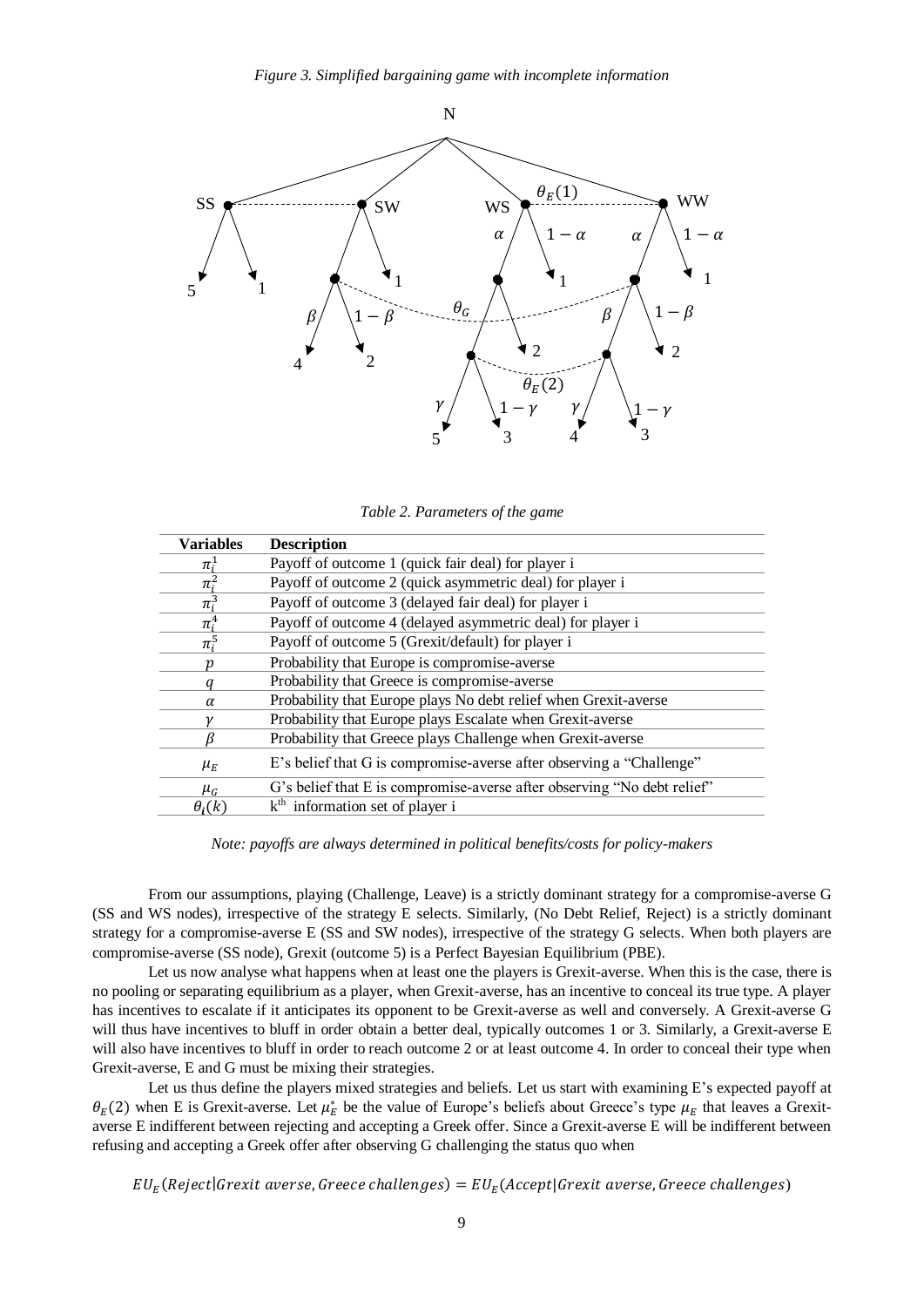*Figure 3. Simplified bargaining game with incomplete information*

*Table 2. Parameters of the game*

| Variables | Description |
|---|---|
| $\pi_i^1$ | Payoff of outcome 1 (quick fair deal) for player i |
| $\pi_i^2$ | Payoff of outcome 2 (quick asymmetric deal) for player i |
| $\pi_i^3$ | Payoff of outcome 3 (delayed fair deal) for player i |
| $\pi_i^4$ | Payoff of outcome 4 (delayed asymmetric deal) for player i |
| $\pi_i^5$ | Payoff of outcome 5 (Grexit/default) for player i |
| $p$ | Probability that Europe is compromise-averse |
| $q$ | Probability that Greece is compromise-averse |
| $\alpha$ | Probability that Europe plays No debt relief when Grexit-averse |
| $\gamma$ | Probability that Europe plays Escalate when Grexit-averse |
| $\beta$ | Probability that Greece plays Challenge when Grexit-averse |
| $\mu_E$ | E's belief that G is compromise-averse after observing a "Challenge" |
| $\mu_G$ | G's belief that E is compromise-averse after observing "No debt relief" |
| $\theta_i(k)$ | k[th] information set of player i |

*Note: payoffs are always determined in political benefits/costs for policy-makers*

From our assumptions, playing (Challenge, Leave) is a strictly dominant strategy for a compromise-averse G (SS and WS nodes), irrespective of the strategy E selects. Similarly, (No Debt Relief, Reject) is a strictly dominant strategy for a compromise-averse E (SS and SW nodes), irrespective of the strategy G selects. When both players are compromise-averse (SS node), Grexit (outcome 5) is a Perfect Bayesian Equilibrium (PBE).

Let us now analyse what happens when at least one the players is Grexit-averse. When this is the case, there is no pooling or separating equilibrium as a player, when Grexit-averse, has an incentive to conceal its true type. A player has incentives to escalate if it anticipates its opponent to be Grexit-averse as well and conversely. A Grexit-averse G will thus have incentives to bluff in order obtain a better deal, typically outcomes 1 or 3. Similarly, a Grexit-averse E will also have incentives to bluff in order to reach outcome 2 or at least outcome 4. In order to conceal their type when Grexit-averse, E and G must be mixing their strategies.

Let us thus define the players mixed strategies and beliefs. Let us start with examining E's expected payoff at $\theta_E(2)$ when E is Grexit-averse. Let $\mu_E^*$ be the value of Europe's beliefs about Greece's type $\mu_E$ that leaves a Grexit-averse E indifferent between rejecting and accepting a Greek offer. Since a Grexit-averse E will be indifferent between refusing and accepting a Greek offer after observing G challenging the status quo when

$$EU_E(Reject|Grexit\ averse, Greece\ challenges) = EU_E(Accept|Grexit\ averse, Greece\ challenges)$$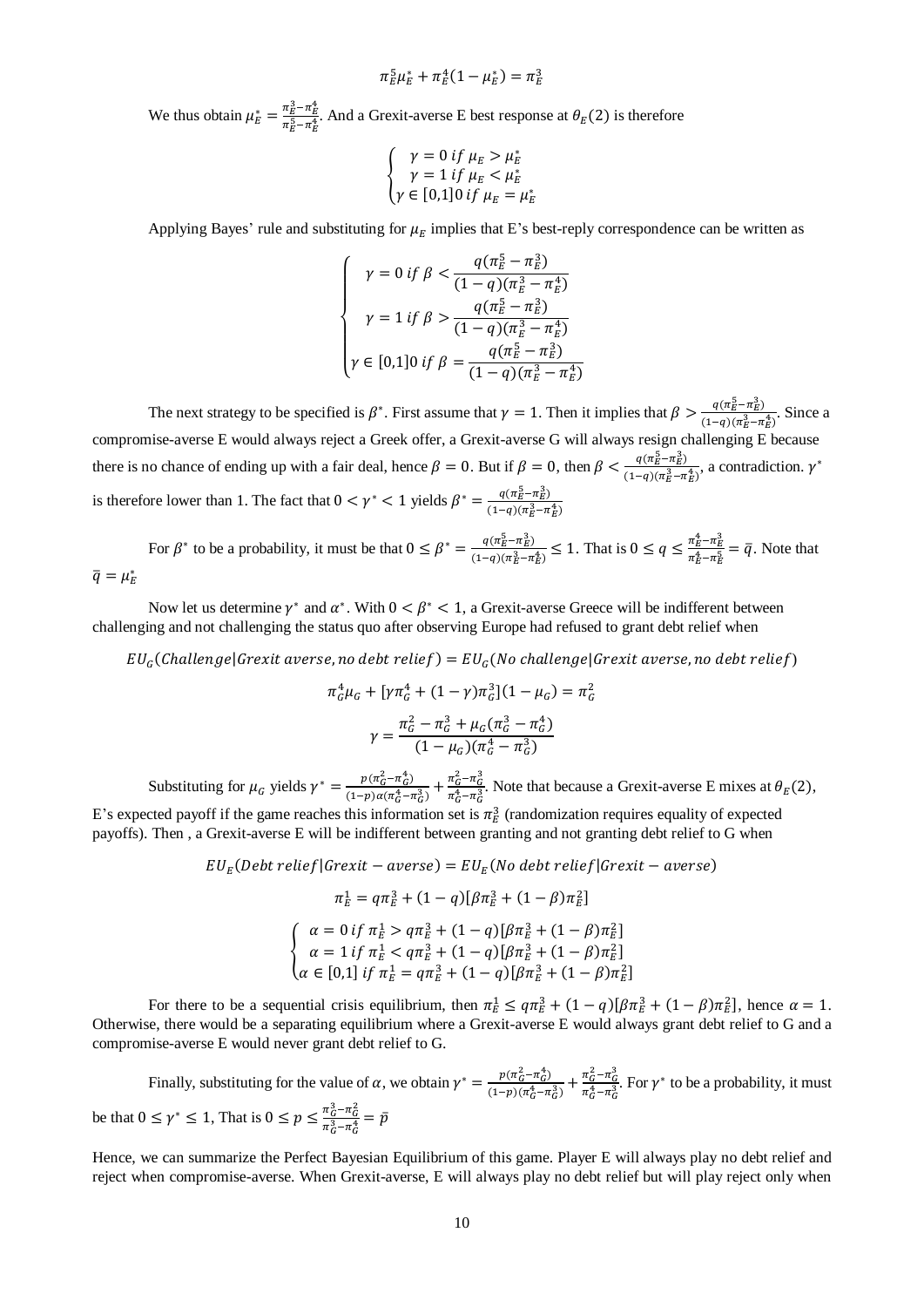$$\pi_E^5 \mu_E^* + \pi_E^4 (1 - \mu_E^*) = \pi_E^3$$

We thus obtain $\mu_E^* = \frac{\pi_E^3 - \pi_E^4}{\pi_E^5 - \pi_E^4}$. And a Grexit-averse E best response at $\theta_E(2)$ is therefore

$$\begin{cases} \gamma = 0 \text{ } if \text{ } \mu_E > \mu_E^* \\ \gamma = 1 \text{ } if \text{ } \mu_E < \mu_E^* \\ \gamma \in [0,1] 0 \text{ } if \text{ } \mu_E = \mu_E^* \end{cases}$$

Applying Bayes' rule and substituting for $\mu_E$ implies that E's best-reply correspondence can be written as

$$\begin{cases} \gamma = 0 \text{ } if \text{ } \beta < \dfrac{q(\pi_E^5 - \pi_E^3)}{(1-q)(\pi_E^3 - \pi_E^4)} \\ \gamma = 1 \text{ } if \text{ } \beta > \dfrac{q(\pi_E^5 - \pi_E^3)}{(1-q)(\pi_E^3 - \pi_E^4)} \\ \gamma \in [0,1] 0 \text{ } if \text{ } \beta = \dfrac{q(\pi_E^5 - \pi_E^3)}{(1-q)(\pi_E^3 - \pi_E^4)} \end{cases}$$

The next strategy to be specified is $\beta^*$. First assume that $\gamma = 1$. Then it implies that $\beta > \frac{q(\pi_E^5 - \pi_E^3)}{(1-q)(\pi_E^3 - \pi_E^4)}$. Since a compromise-averse E would always reject a Greek offer, a Grexit-averse G will always resign challenging E because there is no chance of ending up with a fair deal, hence $\beta = 0$. But if $\beta = 0$, then $\beta < \frac{q(\pi_E^5 - \pi_E^3)}{(1-q)(\pi_E^3 - \pi_E^4)}$, a contradiction. $\gamma^*$ is therefore lower than 1. The fact that $0 < \gamma^* < 1$ yields $\beta^* = \frac{q(\pi_E^5 - \pi_E^3)}{(1-q)(\pi_E^3 - \pi_E^4)}$

For $\beta^*$ to be a probability, it must be that $0 \leq \beta^* = \frac{q(\pi_E^5 - \pi_E^3)}{(1-q)(\pi_E^3 - \pi_E^4)} \leq 1$. That is $0 \leq q \leq \frac{\pi_E^4 - \pi_E^3}{\pi_E^4 - \pi_E^5} = \bar{q}$. Note that $\bar{q} = \mu_E^*$

Now let us determine $\gamma^*$ and $\alpha^*$. With $0 < \beta^* < 1$, a Grexit-averse Greece will be indifferent between challenging and not challenging the status quo after observing Europe had refused to grant debt relief when

$$EU_G(Challenge | Grexit \text{ } averse, no \text{ } debt \text{ } relief) = EU_G(No \text{ } challenge | Grexit \text{ } averse, no \text{ } debt \text{ } relief)$$

$$\pi_G^4 \mu_G + [\gamma \pi_G^4 + (1-\gamma)\pi_G^3](1 - \mu_G) = \pi_G^2$$

$$\gamma = \frac{\pi_G^2 - \pi_G^3 + \mu_G(\pi_G^3 - \pi_G^4)}{(1 - \mu_G)(\pi_G^4 - \pi_G^3)}$$

Substituting for $\mu_G$ yields $\gamma^* = \frac{p(\pi_G^2 - \pi_G^4)}{(1-p)\alpha(\pi_G^4 - \pi_G^3)} + \frac{\pi_G^2 - \pi_G^3}{\pi_G^4 - \pi_G^3}$. Note that because a Grexit-averse E mixes at $\theta_E(2)$, E's expected payoff if the game reaches this information set is $\pi_E^3$ (randomization requires equality of expected payoffs). Then , a Grexit-averse E will be indifferent between granting and not granting debt relief to G when

$$EU_E(Debt \text{ } relief | Grexit - averse) = EU_E(No \text{ } debt \text{ } relief | Grexit - averse)$$

$$\pi_E^1 = q\pi_E^3 + (1-q)[\beta \pi_E^3 + (1-\beta)\pi_E^2]$$

$$\begin{cases} \alpha = 0 \text{ } if \text{ } \pi_E^1 > q\pi_E^3 + (1-q)[\beta \pi_E^3 + (1-\beta)\pi_E^2] \\ \alpha = 1 \text{ } if \text{ } \pi_E^1 < q\pi_E^3 + (1-q)[\beta \pi_E^3 + (1-\beta)\pi_E^2] \\ \alpha \in [0,1] \text{ } if \text{ } \pi_E^1 = q\pi_E^3 + (1-q)[\beta \pi_E^3 + (1-\beta)\pi_E^2] \end{cases}$$

For there to be a sequential crisis equilibrium, then $\pi_E^1 \leq q\pi_E^3 + (1-q)[\beta \pi_E^3 + (1-\beta)\pi_E^2]$, hence $\alpha = 1$. Otherwise, there would be a separating equilibrium where a Grexit-averse E would always grant debt relief to G and a compromise-averse E would never grant debt relief to G.

Finally, substituting for the value of $\alpha$, we obtain $\gamma^* = \frac{p(\pi_G^2 - \pi_G^4)}{(1-p)(\pi_G^4 - \pi_G^3)} + \frac{\pi_G^2 - \pi_G^3}{\pi_G^4 - \pi_G^3}$. For $\gamma^*$ to be a probability, it must be that $0 \leq \gamma^* \leq 1$, That is $0 \leq p \leq \frac{\pi_G^3 - \pi_G^2}{\pi_G^3 - \pi_G^4} = \bar{p}$

Hence, we can summarize the Perfect Bayesian Equilibrium of this game. Player E will always play no debt relief and reject when compromise-averse. When Grexit-averse, E will always play no debt relief but will play reject only when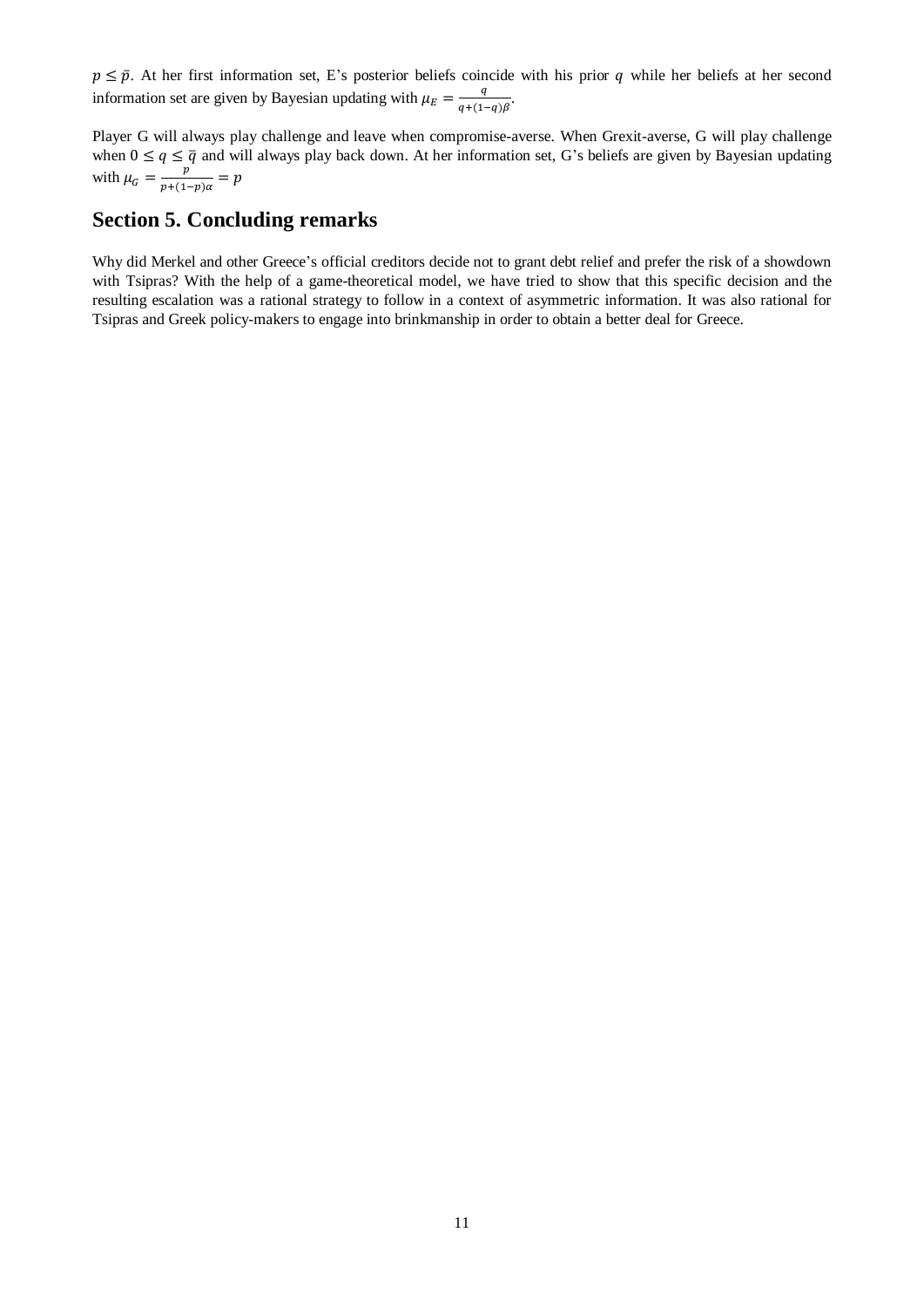$p \leq \bar{p}$. At her first information set, E's posterior beliefs coincide with his prior $q$ while her beliefs at her second information set are given by Bayesian updating with $\mu_E = \frac{q}{q+(1-q)\beta}$.

Player G will always play challenge and leave when compromise-averse. When Grexit-averse, G will play challenge when $0 \leq q \leq \bar{q}$ and will always play back down. At her information set, G's beliefs are given by Bayesian updating with $\mu_G = \frac{p}{p+(1-p)\alpha} = p$

## Section 5. Concluding remarks

Why did Merkel and other Greece's official creditors decide not to grant debt relief and prefer the risk of a showdown with Tsipras? With the help of a game-theoretical model, we have tried to show that this specific decision and the resulting escalation was a rational strategy to follow in a context of asymmetric information. It was also rational for Tsipras and Greek policy-makers to engage into brinkmanship in order to obtain a better deal for Greece.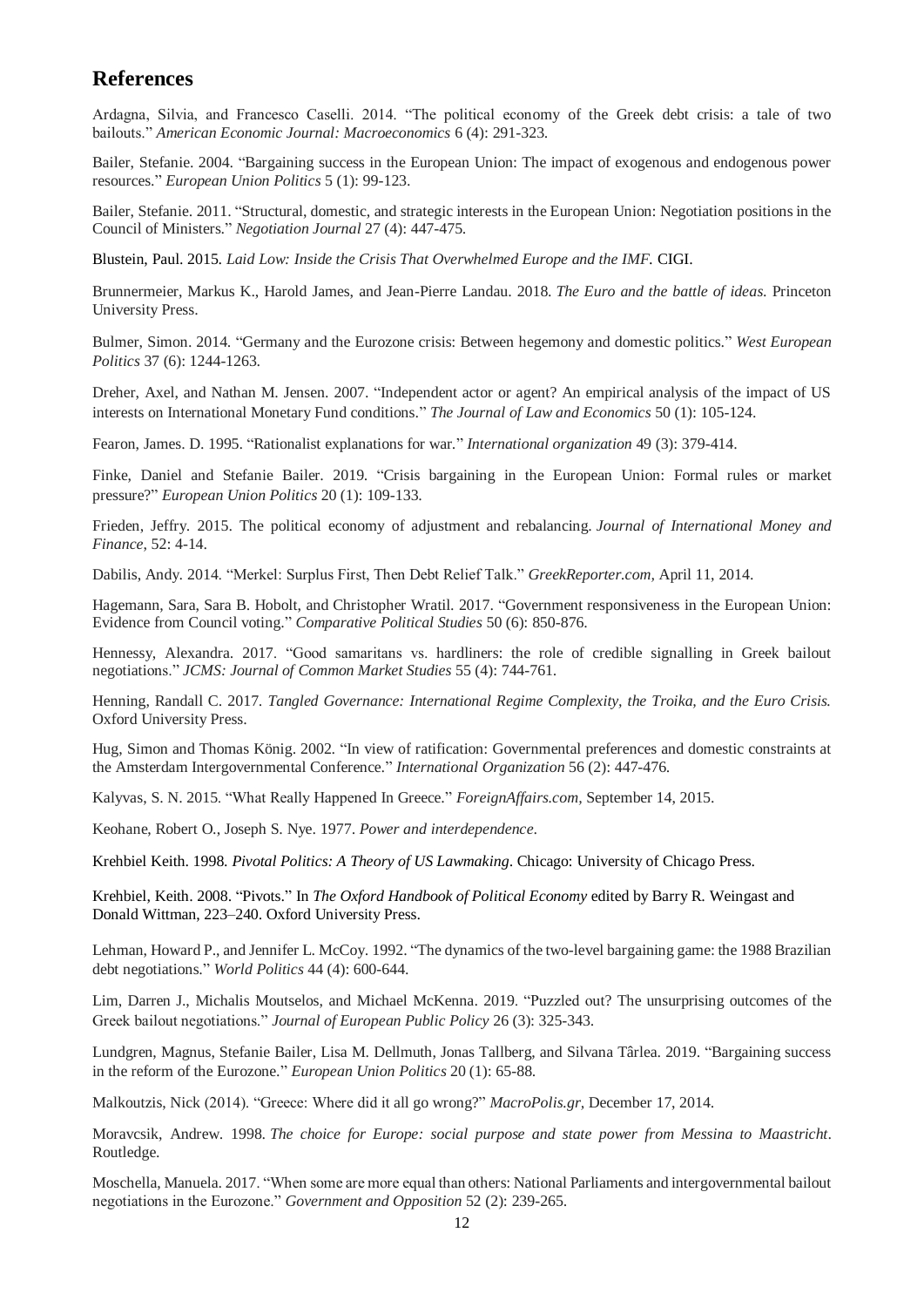## References

Ardagna, Silvia, and Francesco Caselli. 2014. "The political economy of the Greek debt crisis: a tale of two bailouts." *American Economic Journal: Macroeconomics* 6 (4): 291-323.

Bailer, Stefanie. 2004. "Bargaining success in the European Union: The impact of exogenous and endogenous power resources." *European Union Politics* 5 (1): 99-123.

Bailer, Stefanie. 2011. "Structural, domestic, and strategic interests in the European Union: Negotiation positions in the Council of Ministers." *Negotiation Journal* 27 (4): 447-475.

Blustein, Paul. 2015. *Laid Low: Inside the Crisis That Overwhelmed Europe and the IMF.* CIGI.

Brunnermeier, Markus K., Harold James, and Jean-Pierre Landau. 2018. *The Euro and the battle of ideas.* Princeton University Press.

Bulmer, Simon. 2014. "Germany and the Eurozone crisis: Between hegemony and domestic politics." *West European Politics* 37 (6): 1244-1263.

Dreher, Axel, and Nathan M. Jensen. 2007. "Independent actor or agent? An empirical analysis of the impact of US interests on International Monetary Fund conditions." *The Journal of Law and Economics* 50 (1): 105-124.

Fearon, James. D. 1995. "Rationalist explanations for war." *International organization* 49 (3): 379-414.

Finke, Daniel and Stefanie Bailer. 2019. "Crisis bargaining in the European Union: Formal rules or market pressure?" *European Union Politics* 20 (1): 109-133.

Frieden, Jeffry. 2015. The political economy of adjustment and rebalancing. *Journal of International Money and Finance*, 52: 4-14.

Dabilis, Andy. 2014. "Merkel: Surplus First, Then Debt Relief Talk." *GreekReporter.com,* April 11, 2014.

Hagemann, Sara, Sara B. Hobolt, and Christopher Wratil. 2017. "Government responsiveness in the European Union: Evidence from Council voting." *Comparative Political Studies* 50 (6): 850-876.

Hennessy, Alexandra. 2017. "Good samaritans vs. hardliners: the role of credible signalling in Greek bailout negotiations." *JCMS: Journal of Common Market Studies* 55 (4): 744-761.

Henning, Randall C. 2017. *Tangled Governance: International Regime Complexity, the Troika, and the Euro Crisis.* Oxford University Press.

Hug, Simon and Thomas König. 2002. "In view of ratification: Governmental preferences and domestic constraints at the Amsterdam Intergovernmental Conference." *International Organization* 56 (2): 447-476.

Kalyvas, S. N. 2015. "What Really Happened In Greece." *ForeignAffairs.com,* September 14, 2015.

Keohane, Robert O., Joseph S. Nye. 1977. *Power and interdependence.*

Krehbiel Keith. 1998. *Pivotal Politics: A Theory of US Lawmaking*. Chicago: University of Chicago Press.

Krehbiel, Keith. 2008. "Pivots." In *The Oxford Handbook of Political Economy* edited by Barry R. Weingast and Donald Wittman, 223–240. Oxford University Press.

Lehman, Howard P., and Jennifer L. McCoy. 1992. "The dynamics of the two-level bargaining game: the 1988 Brazilian debt negotiations." *World Politics* 44 (4): 600-644.

Lim, Darren J., Michalis Moutselos, and Michael McKenna. 2019. "Puzzled out? The unsurprising outcomes of the Greek bailout negotiations." *Journal of European Public Policy* 26 (3): 325-343.

Lundgren, Magnus, Stefanie Bailer, Lisa M. Dellmuth, Jonas Tallberg, and Silvana Târlea. 2019. "Bargaining success in the reform of the Eurozone." *European Union Politics* 20 (1): 65-88.

Malkoutzis, Nick (2014). "Greece: Where did it all go wrong?" *MacroPolis.gr,* December 17, 2014.

Moravcsik, Andrew. 1998. *The choice for Europe: social purpose and state power from Messina to Maastricht*. Routledge.

Moschella, Manuela. 2017. "When some are more equal than others: National Parliaments and intergovernmental bailout negotiations in the Eurozone." *Government and Opposition* 52 (2): 239-265.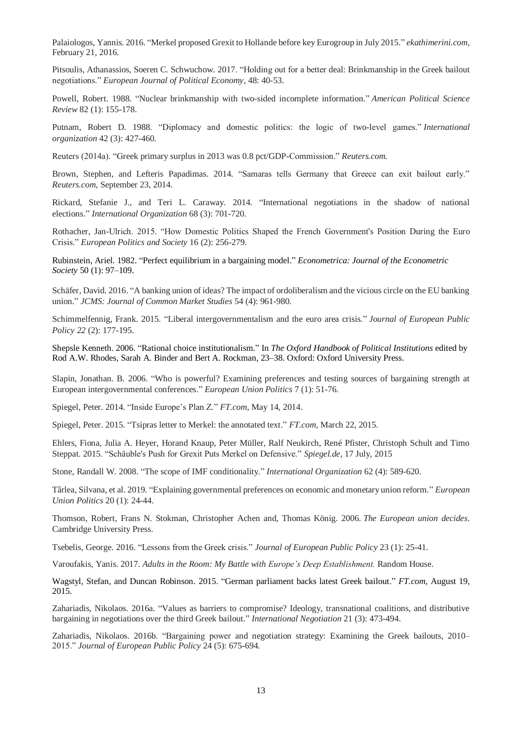Palaiologos, Yannis. 2016. "Merkel proposed Grexit to Hollande before key Eurogroup in July 2015." *ekathimerini.com*, February 21, 2016.

Pitsoulis, Athanassios, Soeren C. Schwuchow. 2017. "Holding out for a better deal: Brinkmanship in the Greek bailout negotiations." *European Journal of Political Economy*, 48: 40-53.

Powell, Robert. 1988. "Nuclear brinkmanship with two-sided incomplete information." *American Political Science Review* 82 (1): 155-178.

Putnam, Robert D. 1988. "Diplomacy and domestic politics: the logic of two-level games." *International organization* 42 (3): 427-460.

Reuters (2014a). "Greek primary surplus in 2013 was 0.8 pct/GDP-Commission." *Reuters.com.*

Brown, Stephen, and Lefteris Papadimas. 2014. "Samaras tells Germany that Greece can exit bailout early." *Reuters.com*, September 23, 2014.

Rickard, Stefanie J., and Teri L. Caraway. 2014. "International negotiations in the shadow of national elections." *International Organization* 68 (3): 701-720.

Rothacher, Jan-Ulrich. 2015. "How Domestic Politics Shaped the French Government's Position During the Euro Crisis." *European Politics and Society* 16 (2): 256-279.

Rubinstein, Ariel. 1982. "Perfect equilibrium in a bargaining model." *Econometrica: Journal of the Econometric Society* 50 (1): 97–109.

Schäfer, David. 2016. "A banking union of ideas? The impact of ordoliberalism and the vicious circle on the EU banking union." *JCMS: Journal of Common Market Studies* 54 (4): 961-980.

Schimmelfennig, Frank. 2015. "Liberal intergovernmentalism and the euro area crisis." *Journal of European Public Policy 22* (2): 177-195.

Shepsle Kenneth. 2006. "Rational choice institutionalism." In *The Oxford Handbook of Political Institutions* edited by Rod A.W. Rhodes, Sarah A. Binder and Bert A. Rockman, 23–38. Oxford: Oxford University Press.

Slapin, Jonathan. B. 2006. "Who is powerful? Examining preferences and testing sources of bargaining strength at European intergovernmental conferences." *European Union Politics* 7 (1): 51-76.

Spiegel, Peter. 2014. "Inside Europe's Plan Z." *FT.com*, May 14, 2014.

Spiegel, Peter. 2015. "Tsipras letter to Merkel: the annotated text." *FT.com*, March 22, 2015.

Ehlers, Fiona, Julia A. Heyer, Horand Knaup, Peter Müller, Ralf Neukirch, René Pfister, Christoph Schult and Timo Steppat. 2015. "Schäuble's Push for Grexit Puts Merkel on Defensive." *Spiegel.de,* 17 July, 2015

Stone, Randall W. 2008. "The scope of IMF conditionality." *International Organization* 62 (4): 589-620.

Târlea, Silvana, et al. 2019. "Explaining governmental preferences on economic and monetary union reform." *European Union Politics* 20 (1): 24-44.

Thomson, Robert, Frans N. Stokman, Christopher Achen and, Thomas König. 2006. *The European union decides*. Cambridge University Press.

Tsebelis, George. 2016. "Lessons from the Greek crisis." *Journal of European Public Policy* 23 (1): 25-41.

Varoufakis, Yanis. 2017. *Adults in the Room: My Battle with Europe's Deep Establishment.* Random House.

Wagstyl, Stefan, and Duncan Robinson. 2015. "German parliament backs latest Greek bailout." *FT.com*, August 19, 2015.

Zahariadis, Nikolaos. 2016a. "Values as barriers to compromise? Ideology, transnational coalitions, and distributive bargaining in negotiations over the third Greek bailout." *International Negotiation* 21 (3): 473-494.

Zahariadis, Nikolaos. 2016b. "Bargaining power and negotiation strategy: Examining the Greek bailouts, 2010–2015." *Journal of European Public Policy* 24 (5): 675-694.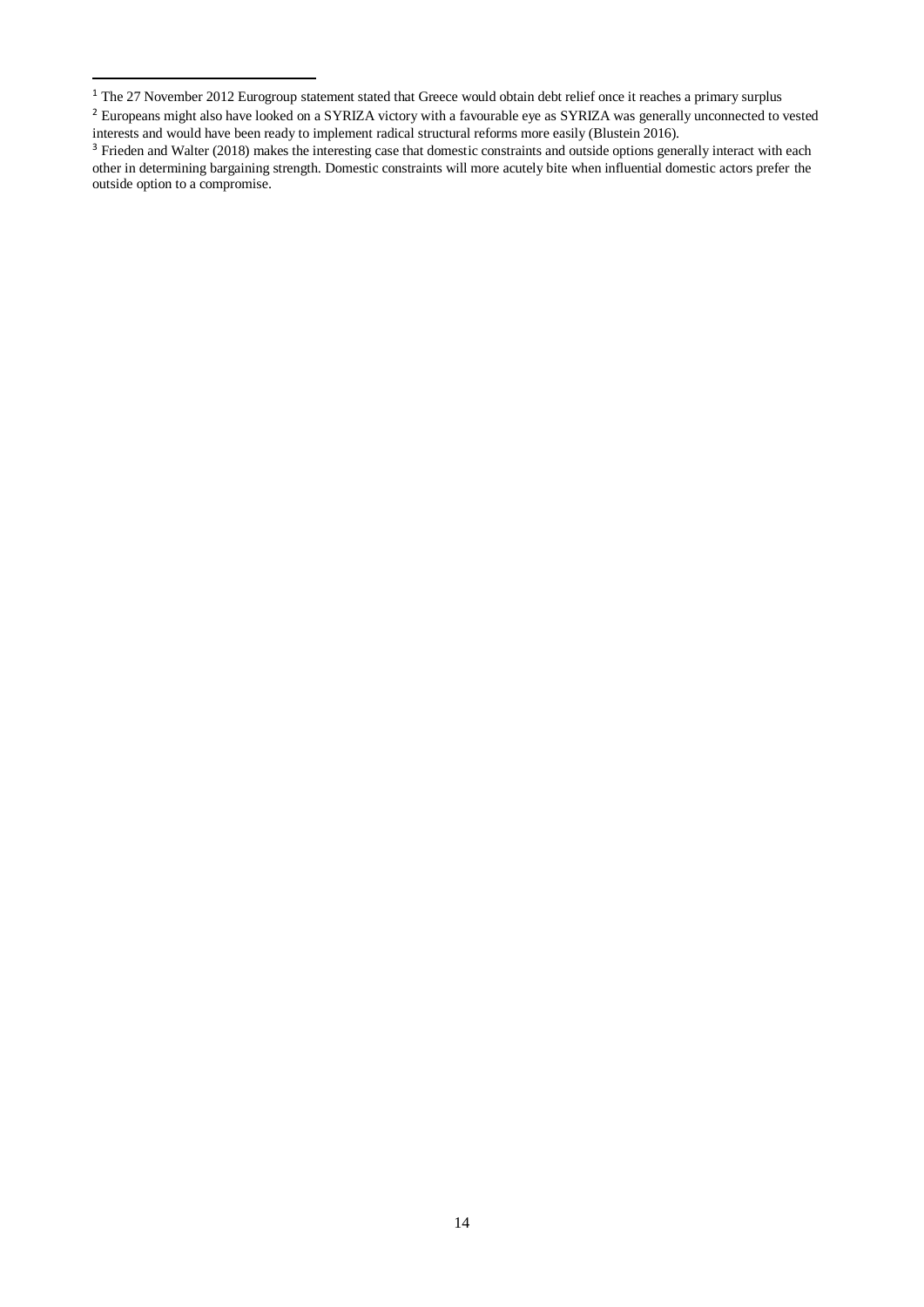[1] The 27 November 2012 Eurogroup statement stated that Greece would obtain debt relief once it reaches a primary surplus

[2] Europeans might also have looked on a SYRIZA victory with a favourable eye as SYRIZA was generally unconnected to vested interests and would have been ready to implement radical structural reforms more easily (Blustein 2016).

[3] Frieden and Walter (2018) makes the interesting case that domestic constraints and outside options generally interact with each other in determining bargaining strength. Domestic constraints will more acutely bite when influential domestic actors prefer the outside option to a compromise.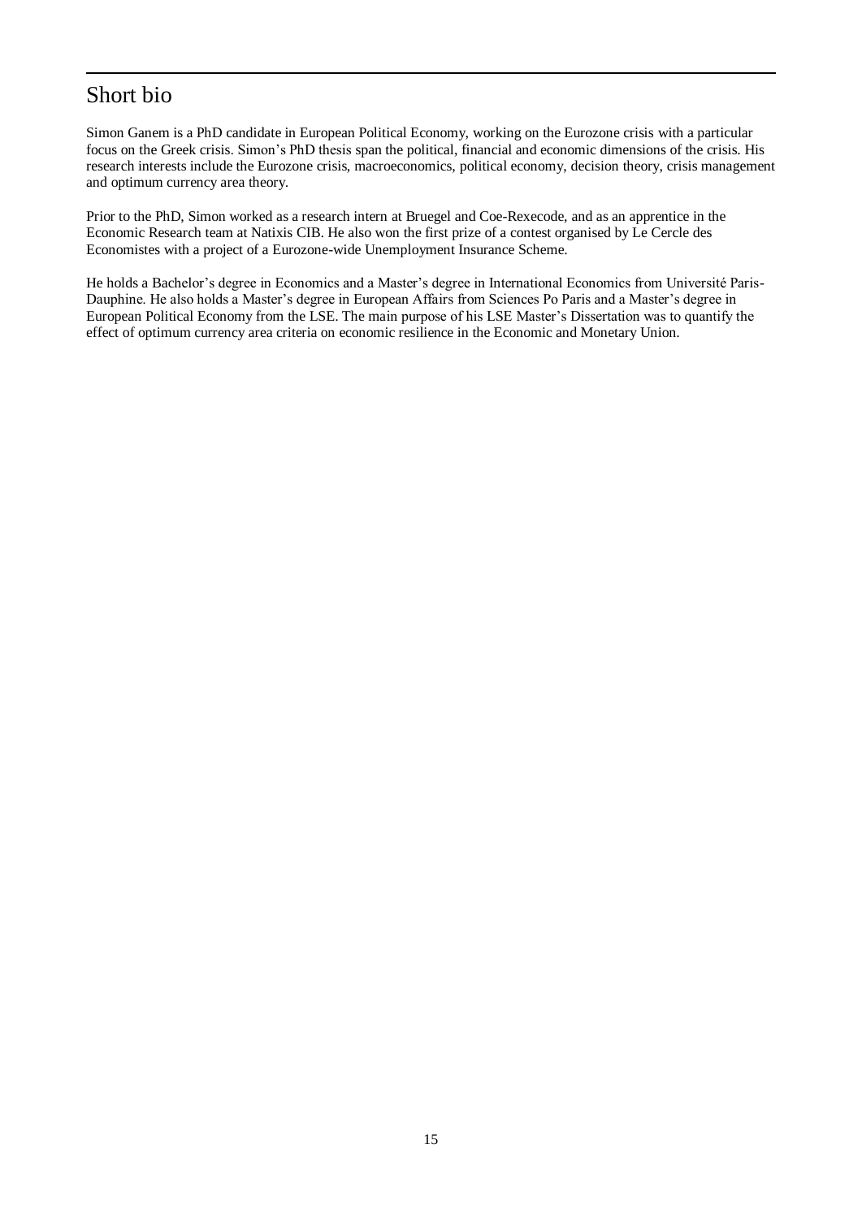## Short bio

Simon Ganem is a PhD candidate in European Political Economy, working on the Eurozone crisis with a particular focus on the Greek crisis. Simon's PhD thesis span the political, financial and economic dimensions of the crisis. His research interests include the Eurozone crisis, macroeconomics, political economy, decision theory, crisis management and optimum currency area theory.

Prior to the PhD, Simon worked as a research intern at Bruegel and Coe-Rexecode, and as an apprentice in the Economic Research team at Natixis CIB. He also won the first prize of a contest organised by Le Cercle des Economistes with a project of a Eurozone-wide Unemployment Insurance Scheme.

He holds a Bachelor's degree in Economics and a Master's degree in International Economics from Université Paris-Dauphine. He also holds a Master's degree in European Affairs from Sciences Po Paris and a Master's degree in European Political Economy from the LSE. The main purpose of his LSE Master's Dissertation was to quantify the effect of optimum currency area criteria on economic resilience in the Economic and Monetary Union.